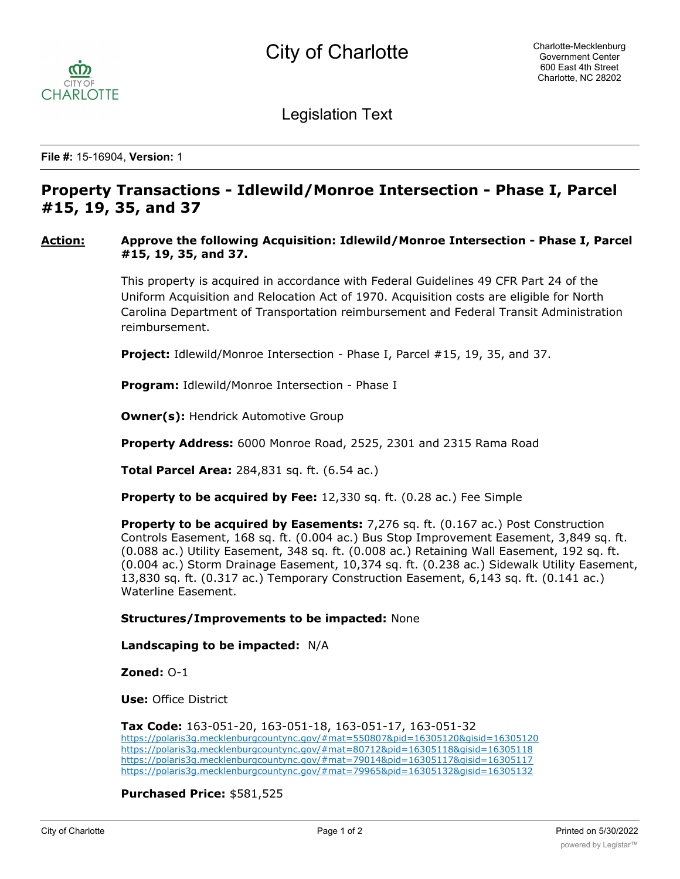City of Charlotte

Charlotte-Mecklenburg Government Center
600 East 4th Street
Charlotte, NC 28202

Legislation Text

**File #:** 15-16904, **Version:** 1

# Property Transactions - Idlewild/Monroe Intersection - Phase I, Parcel #15, 19, 35, and 37

**Action:** **Approve the following Acquisition: Idlewild/Monroe Intersection - Phase I, Parcel #15, 19, 35, and 37.**

This property is acquired in accordance with Federal Guidelines 49 CFR Part 24 of the Uniform Acquisition and Relocation Act of 1970. Acquisition costs are eligible for North Carolina Department of Transportation reimbursement and Federal Transit Administration reimbursement.

**Project:** Idlewild/Monroe Intersection - Phase I, Parcel #15, 19, 35, and 37.

**Program:** Idlewild/Monroe Intersection - Phase I

**Owner(s):** Hendrick Automotive Group

**Property Address:** 6000 Monroe Road, 2525, 2301 and 2315 Rama Road

**Total Parcel Area:** 284,831 sq. ft. (6.54 ac.)

**Property to be acquired by Fee:** 12,330 sq. ft. (0.28 ac.) Fee Simple

**Property to be acquired by Easements:** 7,276 sq. ft. (0.167 ac.) Post Construction Controls Easement, 168 sq. ft. (0.004 ac.) Bus Stop Improvement Easement, 3,849 sq. ft. (0.088 ac.) Utility Easement, 348 sq. ft. (0.008 ac.) Retaining Wall Easement, 192 sq. ft. (0.004 ac.) Storm Drainage Easement, 10,374 sq. ft. (0.238 ac.) Sidewalk Utility Easement, 13,830 sq. ft. (0.317 ac.) Temporary Construction Easement, 6,143 sq. ft. (0.141 ac.) Waterline Easement.

**Structures/Improvements to be impacted:** None

**Landscaping to be impacted:** N/A

**Zoned:** O-1

**Use:** Office District

**Tax Code:** 163-051-20, 163-051-18, 163-051-17, 163-051-32
https://polaris3g.mecklenburgcountync.gov/#mat=550807&pid=16305120&gisid=16305120
https://polaris3g.mecklenburgcountync.gov/#mat=80712&pid=16305118&gisid=16305118
https://polaris3g.mecklenburgcountync.gov/#mat=79014&pid=16305117&gisid=16305117
https://polaris3g.mecklenburgcountync.gov/#mat=79965&pid=16305132&gisid=16305132

**Purchased Price:** $581,525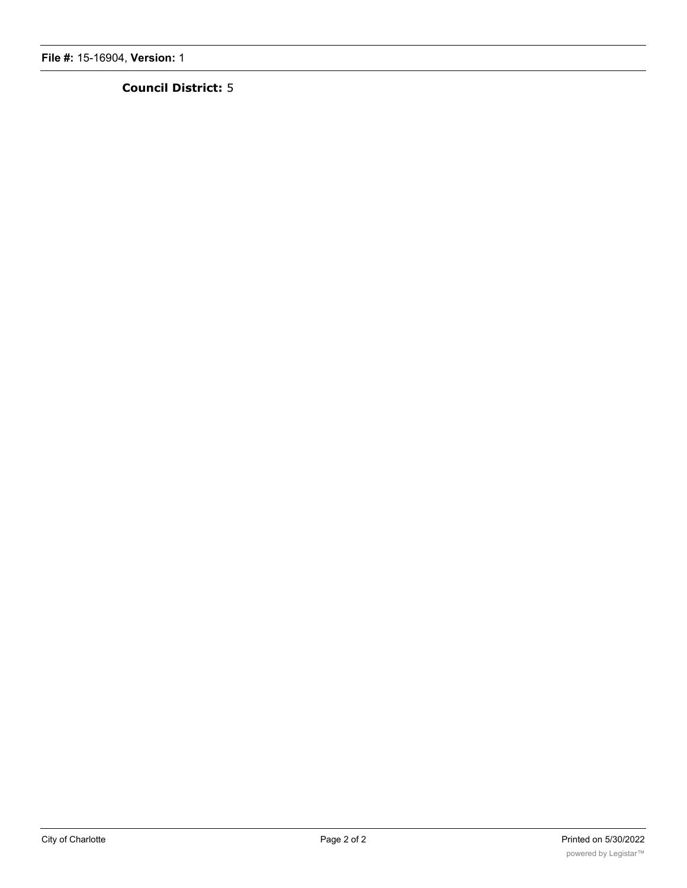**Council District:** 5